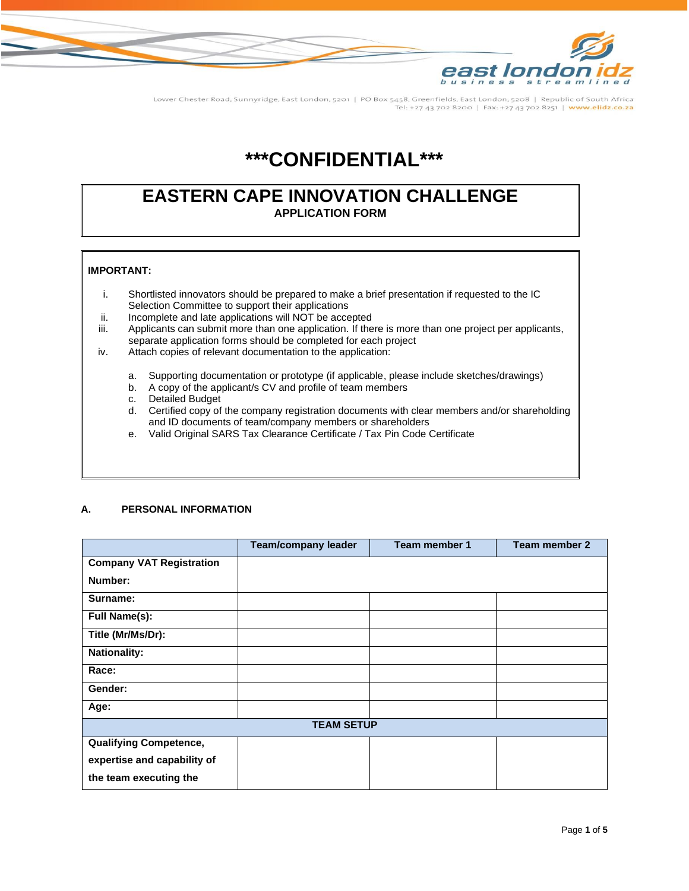Lower Chester Road, Sunnyridge, East London, 5201 | PO Box 5458, Greenfields, East London, 5208 | Republic of South Africa
Tel: +27 43 702 8200 | Fax: +27 43 702 8251 | www.elidz.co.za

# ***CONFIDENTIAL***

# EASTERN CAPE INNOVATION CHALLENGE

**APPLICATION FORM**

**IMPORTANT:**

i. Shortlisted innovators should be prepared to make a brief presentation if requested to the IC Selection Committee to support their applications

ii. Incomplete and late applications will NOT be accepted

iii. Applicants can submit more than one application. If there is more than one project per applicants, separate application forms should be completed for each project

iv. Attach copies of relevant documentation to the application:

a. Supporting documentation or prototype (if applicable, please include sketches/drawings)

b. A copy of the applicant/s CV and profile of team members

c. Detailed Budget

d. Certified copy of the company registration documents with clear members and/or shareholding and ID documents of team/company members or shareholders

e. Valid Original SARS Tax Clearance Certificate / Tax Pin Code Certificate

## A. PERSONAL INFORMATION

| | Team/company leader | Team member 1 | Team member 2 |
|---|---|---|---|
| **Company VAT Registration Number:** | | | |
| **Surname:** | | | |
| **Full Name(s):** | | | |
| **Title (Mr/Ms/Dr):** | | | |
| **Nationality:** | | | |
| **Race:** | | | |
| **Gender:** | | | |
| **Age:** | | | |
| **TEAM SETUP** | | | |
| **Qualifying Competence, expertise and capability of the team executing the** | | | |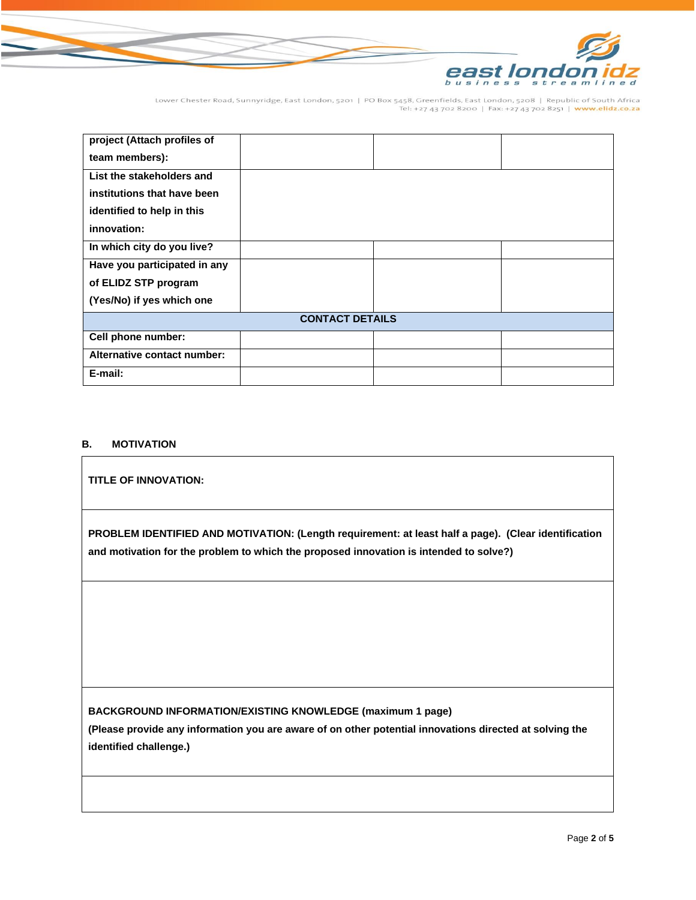| | | | |
|---|---|---|---|
| **project (Attach profiles of team members):** | | | |
| **List the stakeholders and institutions that have been identified to help in this innovation:** | | | |
| **In which city do you live?** | | | |
| **Have you participated in any of ELIDZ STP program (Yes/No) if yes which one** | | | |
| **CONTACT DETAILS** | | | |
| **Cell phone number:** | | | |
| **Alternative contact number:** | | | |
| **E-mail:** | | | |

## B. MOTIVATION

| |
|---|
| **TITLE OF INNOVATION:** |
| **PROBLEM IDENTIFIED AND MOTIVATION: (Length requirement: at least half a page). (Clear identification and motivation for the problem to which the proposed innovation is intended to solve?)** |
| |
| **BACKGROUND INFORMATION/EXISTING KNOWLEDGE (maximum 1 page)** **(Please provide any information you are aware of on other potential innovations directed at solving the identified challenge.)** |
| |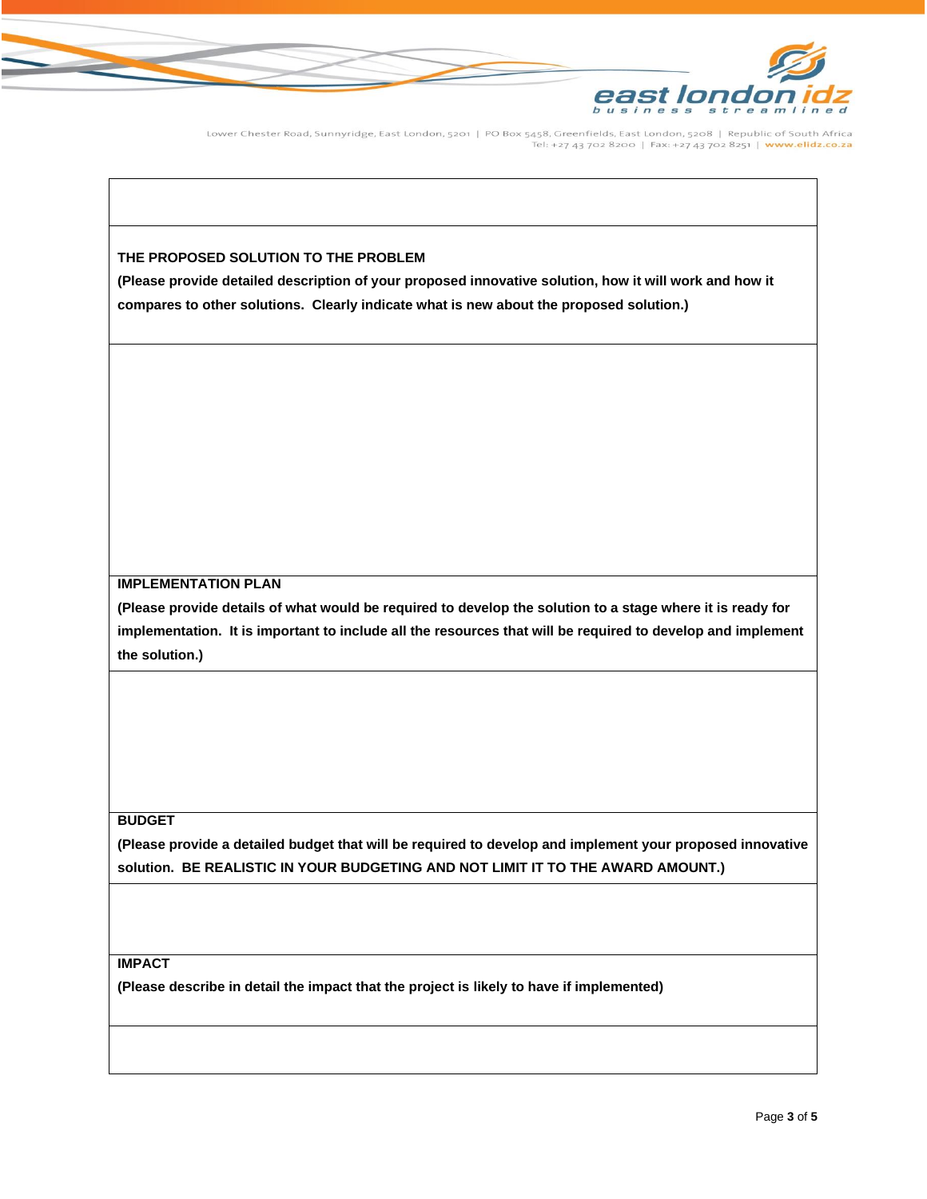**THE PROPOSED SOLUTION TO THE PROBLEM**

**(Please provide detailed description of your proposed innovative solution, how it will work and how it compares to other solutions. Clearly indicate what is new about the proposed solution.)**

**IMPLEMENTATION PLAN**

**(Please provide details of what would be required to develop the solution to a stage where it is ready for implementation. It is important to include all the resources that will be required to develop and implement the solution.)**

**BUDGET**

**(Please provide a detailed budget that will be required to develop and implement your proposed innovative solution. BE REALISTIC IN YOUR BUDGETING AND NOT LIMIT IT TO THE AWARD AMOUNT.)**

**IMPACT**

**(Please describe in detail the impact that the project is likely to have if implemented)**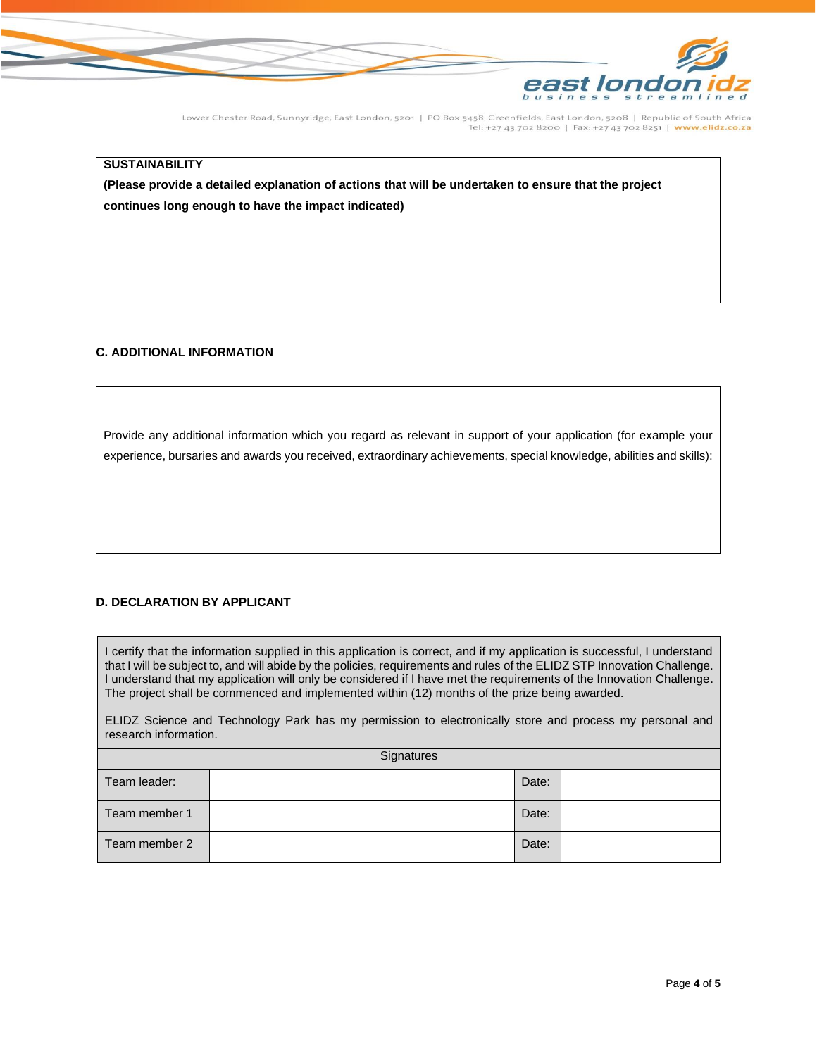| **SUSTAINABILITY** **(Please provide a detailed explanation of actions that will be undertaken to ensure that the project continues long enough to have the impact indicated)** |
|---|
| |

### C. ADDITIONAL INFORMATION

| Provide any additional information which you regard as relevant in support of your application (for example your experience, bursaries and awards you received, extraordinary achievements, special knowledge, abilities and skills): |
|---|
| |

### D. DECLARATION BY APPLICANT

I certify that the information supplied in this application is correct, and if my application is successful, I understand that I will be subject to, and will abide by the policies, requirements and rules of the ELIDZ STP Innovation Challenge. I understand that my application will only be considered if I have met the requirements of the Innovation Challenge. The project shall be commenced and implemented within (12) months of the prize being awarded.

ELIDZ Science and Technology Park has my permission to electronically store and process my personal and research information.

| Signatures | | | |
|---|---|---|---|
| Team leader: | | Date: | |
| Team member 1 | | Date: | |
| Team member 2 | | Date: | |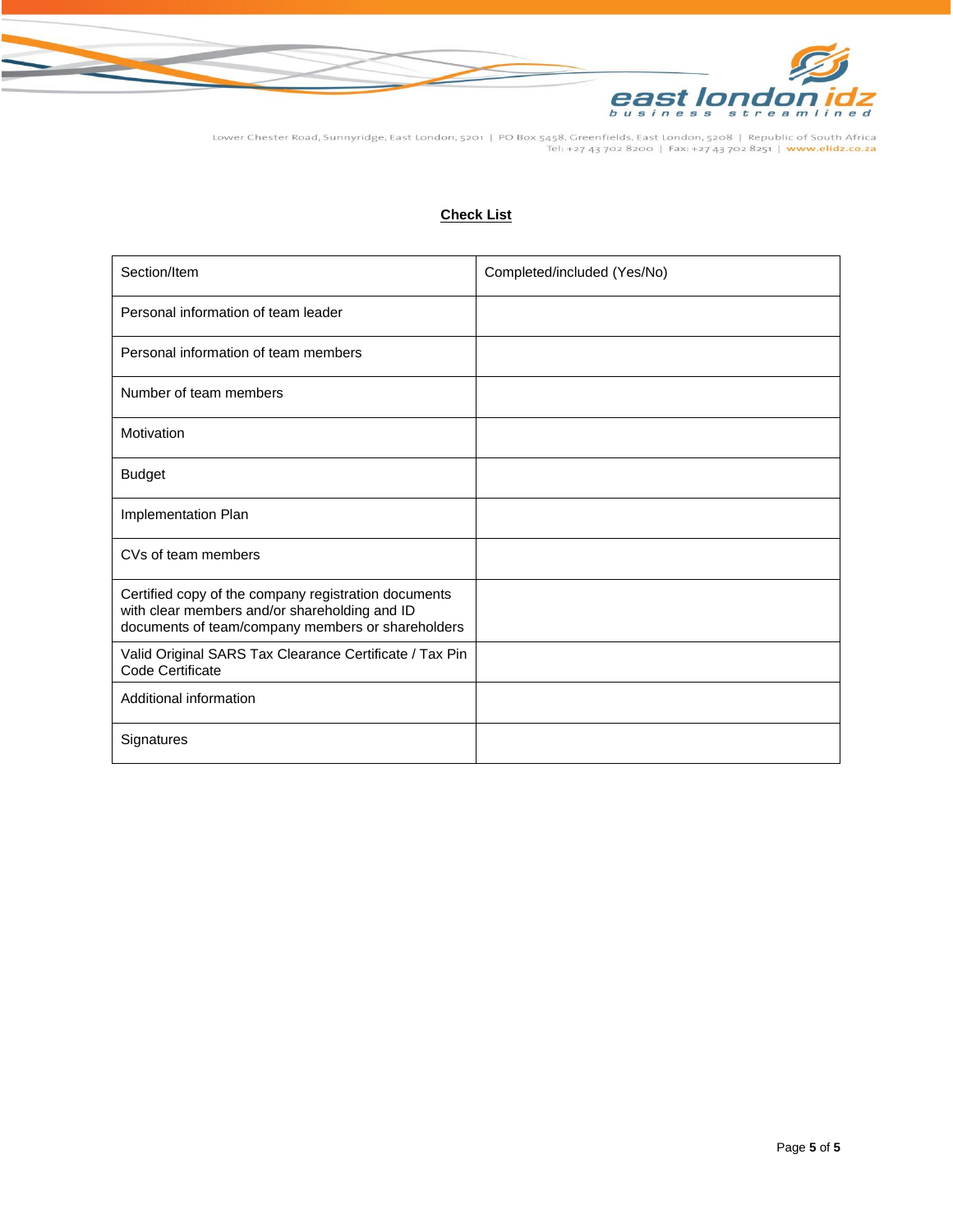Lower Chester Road, Sunnyridge, East London, 5201 | PO Box 5458, Greenfields, East London, 5208 | Republic of South Africa
Tel: +27 43 702 8200 | Fax: +27 43 702 8251 | www.elidz.co.za

**Check List**

| Section/Item | Completed/included (Yes/No) |
|---|---|
| Personal information of team leader | |
| Personal information of team members | |
| Number of team members | |
| Motivation | |
| Budget | |
| Implementation Plan | |
| CVs of team members | |
| Certified copy of the company registration documents with clear members and/or shareholding and ID documents of team/company members or shareholders | |
| Valid Original SARS Tax Clearance Certificate / Tax Pin Code Certificate | |
| Additional information | |
| Signatures | |